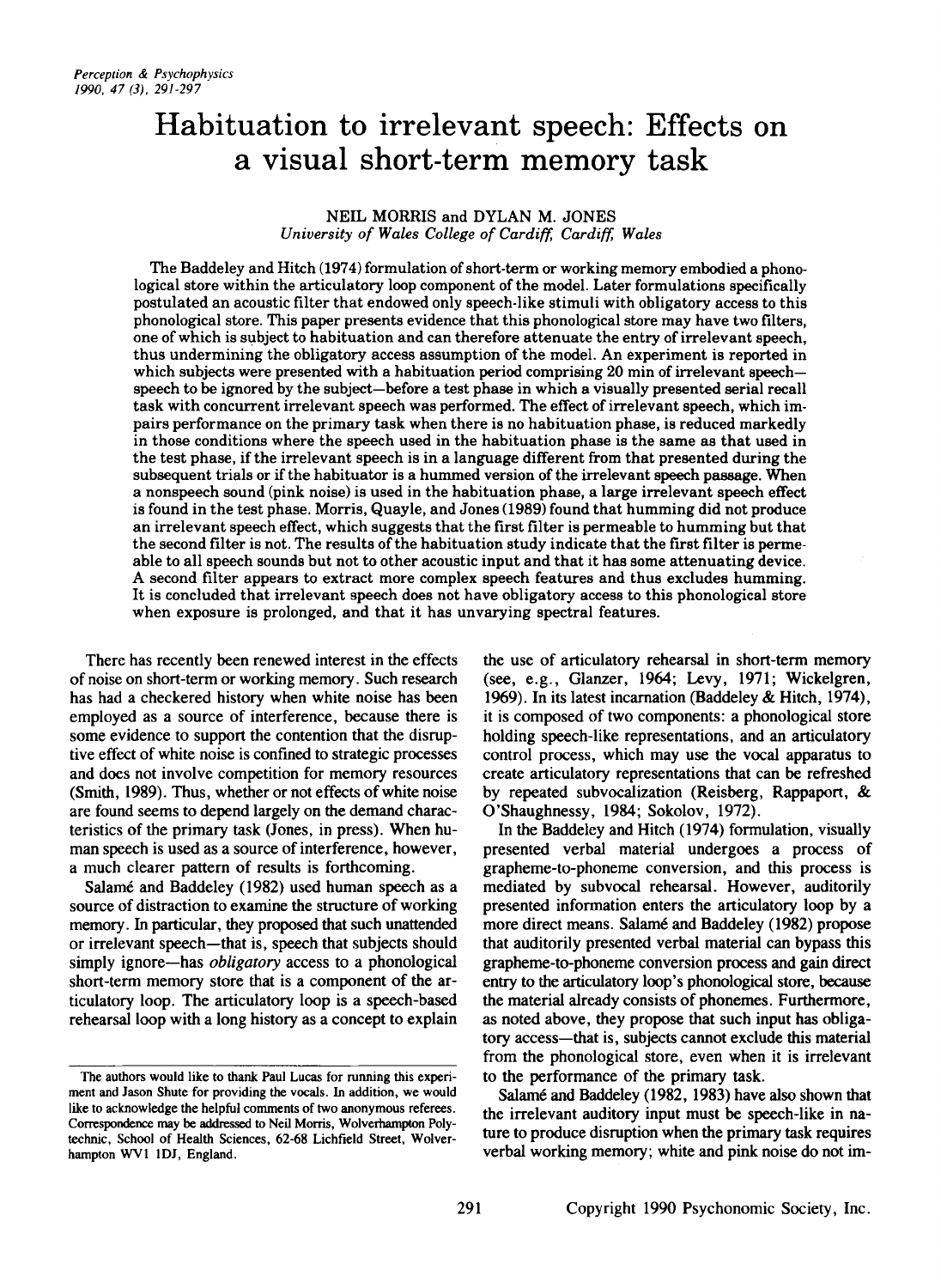# Habituation to irrelevant speech: Effects on a visual short-term memory task

NEIL MORRIS and DYLAN M. JONES
*University of Wales College of Cardiff, Cardiff, Wales*

The Baddeley and Hitch (1974) formulation of short-term or working memory embodied a phonological store within the articulatory loop component of the model. Later formulations specifically postulated an acoustic filter that endowed only speech-like stimuli with obligatory access to this phonological store. This paper presents evidence that this phonological store may have two filters, one of which is subject to habituation and can therefore attenuate the entry of irrelevant speech, thus undermining the obligatory access assumption of the model. An experiment is reported in which subjects were presented with a habituation period comprising 20 min of irrelevant speech—speech to be ignored by the subject—before a test phase in which a visually presented serial recall task with concurrent irrelevant speech was performed. The effect of irrelevant speech, which impairs performance on the primary task when there is no habituation phase, is reduced markedly in those conditions where the speech used in the habituation phase is the same as that used in the test phase, if the irrelevant speech is in a language different from that presented during the subsequent trials or if the habituator is a hummed version of the irrelevant speech passage. When a nonspeech sound (pink noise) is used in the habituation phase, a large irrelevant speech effect is found in the test phase. Morris, Quayle, and Jones (1989) found that humming did not produce an irrelevant speech effect, which suggests that the first filter is permeable to humming but that the second filter is not. The results of the habituation study indicate that the first filter is permeable to all speech sounds but not to other acoustic input and that it has some attenuating device. A second filter appears to extract more complex speech features and thus excludes humming. It is concluded that irrelevant speech does not have obligatory access to this phonological store when exposure is prolonged, and that it has unvarying spectral features.

There has recently been renewed interest in the effects of noise on short-term or working memory. Such research has had a checkered history when white noise has been employed as a source of interference, because there is some evidence to support the contention that the disruptive effect of white noise is confined to strategic processes and does not involve competition for memory resources (Smith, 1989). Thus, whether or not effects of white noise are found seems to depend largely on the demand characteristics of the primary task (Jones, in press). When human speech is used as a source of interference, however, a much clearer pattern of results is forthcoming.

Salamé and Baddeley (1982) used human speech as a source of distraction to examine the structure of working memory. In particular, they proposed that such unattended or irrelevant speech—that is, speech that subjects should simply ignore—has *obligatory* access to a phonological short-term memory store that is a component of the articulatory loop. The articulatory loop is a speech-based rehearsal loop with a long history as a concept to explain the use of articulatory rehearsal in short-term memory (see, e.g., Glanzer, 1964; Levy, 1971; Wickelgren, 1969). In its latest incarnation (Baddeley & Hitch, 1974), it is composed of two components: a phonological store holding speech-like representations, and an articulatory control process, which may use the vocal apparatus to create articulatory representations that can be refreshed by repeated subvocalization (Reisberg, Rappaport, & O'Shaughnessy, 1984; Sokolov, 1972).

In the Baddeley and Hitch (1974) formulation, visually presented verbal material undergoes a process of grapheme-to-phoneme conversion, and this process is mediated by subvocal rehearsal. However, auditorily presented information enters the articulatory loop by a more direct means. Salamé and Baddeley (1982) propose that auditorily presented verbal material can bypass this grapheme-to-phoneme conversion process and gain direct entry to the articulatory loop's phonological store, because the material already consists of phonemes. Furthermore, as noted above, they propose that such input has obligatory access—that is, subjects cannot exclude this material from the phonological store, even when it is irrelevant to the performance of the primary task.

Salamé and Baddeley (1982, 1983) have also shown that the irrelevant auditory input must be speech-like in nature to produce disruption when the primary task requires verbal working memory; white and pink noise do not im-

The authors would like to thank Paul Lucas for running this experiment and Jason Shute for providing the vocals. In addition, we would like to acknowledge the helpful comments of two anonymous referees. Correspondence may be addressed to Neil Morris, Wolverhampton Polytechnic, School of Health Sciences, 62-68 Lichfield Street, Wolverhampton WV1 1DJ, England.

Copyright 1990 Psychonomic Society, Inc.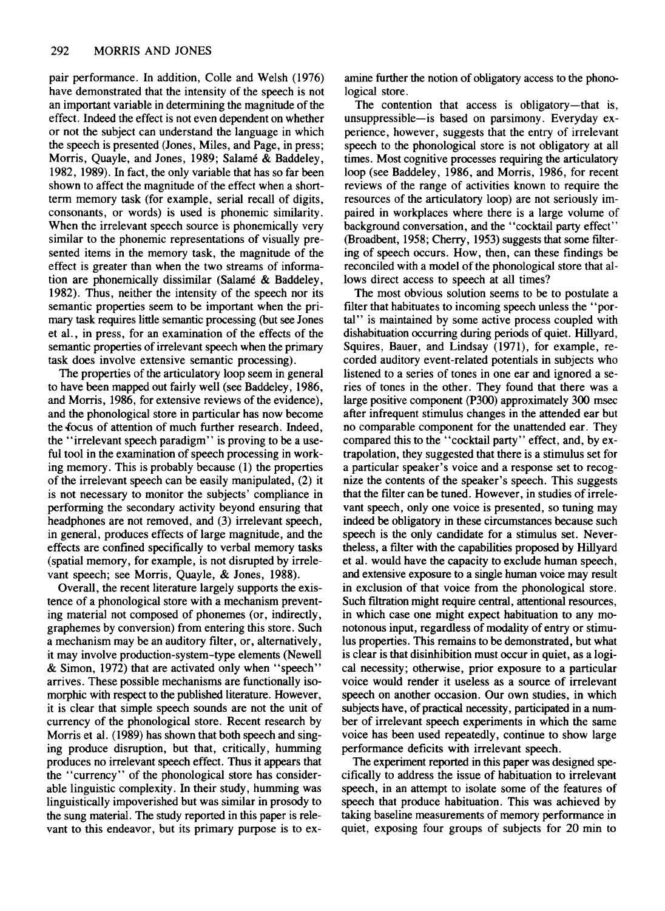pair performance. In addition, Colle and Welsh (1976) have demonstrated that the intensity of the speech is not an important variable in determining the magnitude of the effect. Indeed the effect is not even dependent on whether or not the subject can understand the language in which the speech is presented (Jones, Miles, and Page, in press; Morris, Quayle, and Jones, 1989; Salamé & Baddeley, 1982, 1989). In fact, the only variable that has so far been shown to affect the magnitude of the effect when a short-term memory task (for example, serial recall of digits, consonants, or words) is used is phonemic similarity. When the irrelevant speech source is phonemically very similar to the phonemic representations of visually presented items in the memory task, the magnitude of the effect is greater than when the two streams of information are phonemically dissimilar (Salamé & Baddeley, 1982). Thus, neither the intensity of the speech nor its semantic properties seem to be important when the primary task requires little semantic processing (but see Jones et al., in press, for an examination of the effects of the semantic properties of irrelevant speech when the primary task does involve extensive semantic processing).

The properties of the articulatory loop seem in general to have been mapped out fairly well (see Baddeley, 1986, and Morris, 1986, for extensive reviews of the evidence), and the phonological store in particular has now become the focus of attention of much further research. Indeed, the "irrelevant speech paradigm" is proving to be a useful tool in the examination of speech processing in working memory. This is probably because (1) the properties of the irrelevant speech can be easily manipulated, (2) it is not necessary to monitor the subjects' compliance in performing the secondary activity beyond ensuring that headphones are not removed, and (3) irrelevant speech, in general, produces effects of large magnitude, and the effects are confined specifically to verbal memory tasks (spatial memory, for example, is not disrupted by irrelevant speech; see Morris, Quayle, & Jones, 1988).

Overall, the recent literature largely supports the existence of a phonological store with a mechanism preventing material not composed of phonemes (or, indirectly, graphemes by conversion) from entering this store. Such a mechanism may be an auditory filter, or, alternatively, it may involve production-system-type elements (Newell & Simon, 1972) that are activated only when "speech" arrives. These possible mechanisms are functionally isomorphic with respect to the published literature. However, it is clear that simple speech sounds are not the unit of currency of the phonological store. Recent research by Morris et al. (1989) has shown that both speech and singing produce disruption, but that, critically, humming produces no irrelevant speech effect. Thus it appears that the "currency" of the phonological store has considerable linguistic complexity. In their study, humming was linguistically impoverished but was similar in prosody to the sung material. The study reported in this paper is relevant to this endeavor, but its primary purpose is to examine further the notion of obligatory access to the phonological store.

The contention that access is obligatory—that is, unsuppressible—is based on parsimony. Everyday experience, however, suggests that the entry of irrelevant speech to the phonological store is not obligatory at all times. Most cognitive processes requiring the articulatory loop (see Baddeley, 1986, and Morris, 1986, for recent reviews of the range of activities known to require the resources of the articulatory loop) are not seriously impaired in workplaces where there is a large volume of background conversation, and the "cocktail party effect" (Broadbent, 1958; Cherry, 1953) suggests that some filtering of speech occurs. How, then, can these findings be reconciled with a model of the phonological store that allows direct access to speech at all times?

The most obvious solution seems to be to postulate a filter that habituates to incoming speech unless the "portal" is maintained by some active process coupled with dishabituation occurring during periods of quiet. Hillyard, Squires, Bauer, and Lindsay (1971), for example, recorded auditory event-related potentials in subjects who listened to a series of tones in one ear and ignored a series of tones in the other. They found that there was a large positive component (P300) approximately 300 msec after infrequent stimulus changes in the attended ear but no comparable component for the unattended ear. They compared this to the "cocktail party" effect, and, by extrapolation, they suggested that there is a stimulus set for a particular speaker's voice and a response set to recognize the contents of the speaker's speech. This suggests that the filter can be tuned. However, in studies of irrelevant speech, only one voice is presented, so tuning may indeed be obligatory in these circumstances because such speech is the only candidate for a stimulus set. Nevertheless, a filter with the capabilities proposed by Hillyard et al. would have the capacity to exclude human speech, and extensive exposure to a single human voice may result in exclusion of that voice from the phonological store. Such filtration might require central, attentional resources, in which case one might expect habituation to any monotonous input, regardless of modality of entry or stimulus properties. This remains to be demonstrated, but what is clear is that disinhibition must occur in quiet, as a logical necessity; otherwise, prior exposure to a particular voice would render it useless as a source of irrelevant speech on another occasion. Our own studies, in which subjects have, of practical necessity, participated in a number of irrelevant speech experiments in which the same voice has been used repeatedly, continue to show large performance deficits with irrelevant speech.

The experiment reported in this paper was designed specifically to address the issue of habituation to irrelevant speech, in an attempt to isolate some of the features of speech that produce habituation. This was achieved by taking baseline measurements of memory performance in quiet, exposing four groups of subjects for 20 min to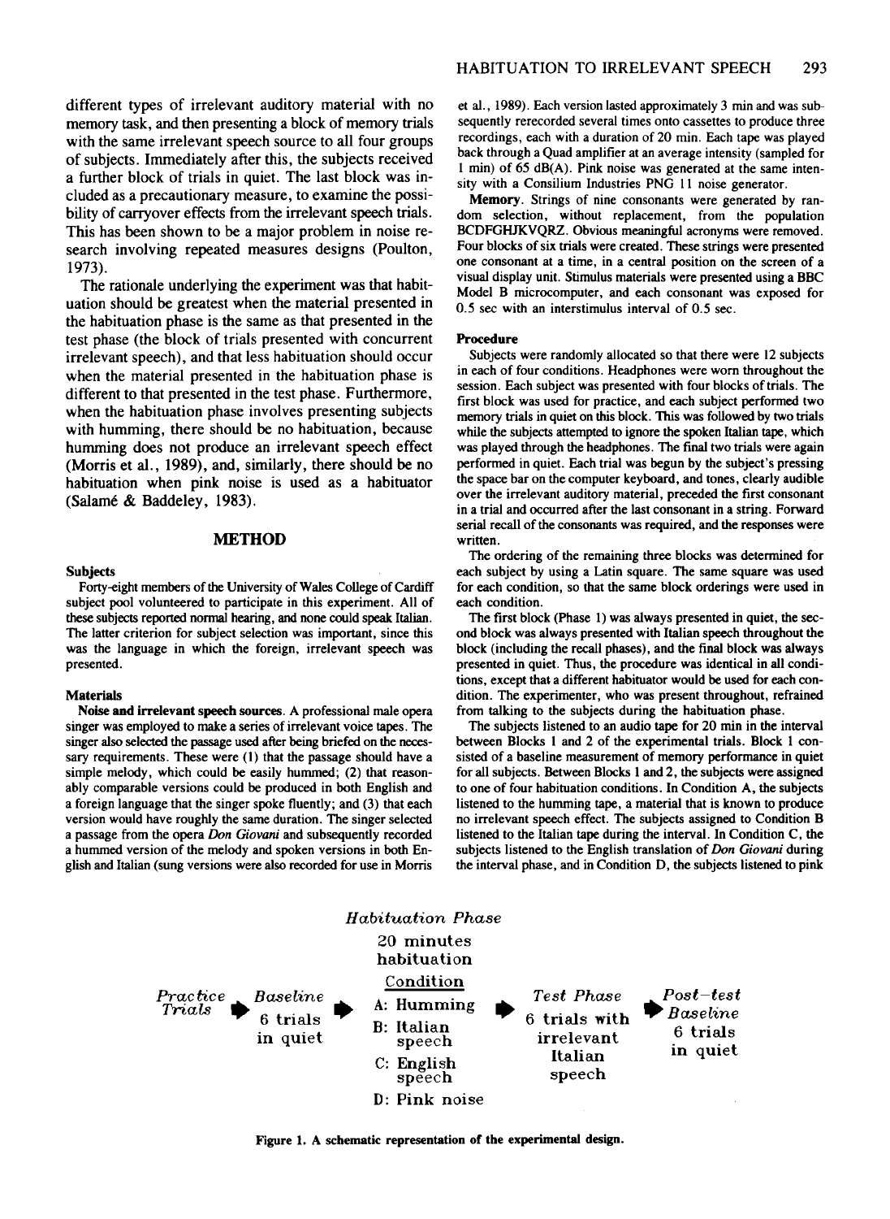different types of irrelevant auditory material with no memory task, and then presenting a block of memory trials with the same irrelevant speech source to all four groups of subjects. Immediately after this, the subjects received a further block of trials in quiet. The last block was included as a precautionary measure, to examine the possibility of carryover effects from the irrelevant speech trials. This has been shown to be a major problem in noise research involving repeated measures designs (Poulton, 1973).

The rationale underlying the experiment was that habituation should be greatest when the material presented in the habituation phase is the same as that presented in the test phase (the block of trials presented with concurrent irrelevant speech), and that less habituation should occur when the material presented in the habituation phase is different to that presented in the test phase. Furthermore, when the habituation phase involves presenting subjects with humming, there should be no habituation, because humming does not produce an irrelevant speech effect (Morris et al., 1989), and, similarly, there should be no habituation when pink noise is used as a habituator (Salamé & Baddeley, 1983).

## METHOD

### Subjects

Forty-eight members of the University of Wales College of Cardiff subject pool volunteered to participate in this experiment. All of these subjects reported normal hearing, and none could speak Italian. The latter criterion for subject selection was important, since this was the language in which the foreign, irrelevant speech was presented.

### Materials

**Noise and irrelevant speech sources.** A professional male opera singer was employed to make a series of irrelevant voice tapes. The singer also selected the passage used after being briefed on the necessary requirements. These were (1) that the passage should have a simple melody, which could be easily hummed; (2) that reasonably comparable versions could be produced in both English and a foreign language that the singer spoke fluently; and (3) that each version would have roughly the same duration. The singer selected a passage from the opera *Don Giovani* and subsequently recorded a hummed version of the melody and spoken versions in both English and Italian (sung versions were also recorded for use in Morris et al., 1989). Each version lasted approximately 3 min and was subsequently rerecorded several times onto cassettes to produce three recordings, each with a duration of 20 min. Each tape was played back through a Quad amplifier at an average intensity (sampled for 1 min) of 65 dB(A). Pink noise was generated at the same intensity with a Consilium Industries PNG 11 noise generator.

**Memory.** Strings of nine consonants were generated by random selection, without replacement, from the population BCDFGHJKVQRZ. Obvious meaningful acronyms were removed. Four blocks of six trials were created. These strings were presented one consonant at a time, in a central position on the screen of a visual display unit. Stimulus materials were presented using a BBC Model B microcomputer, and each consonant was exposed for 0.5 sec with an interstimulus interval of 0.5 sec.

### Procedure

Subjects were randomly allocated so that there were 12 subjects in each of four conditions. Headphones were worn throughout the session. Each subject was presented with four blocks of trials. The first block was used for practice, and each subject performed two memory trials in quiet on this block. This was followed by two trials while the subjects attempted to ignore the spoken Italian tape, which was played through the headphones. The final two trials were again performed in quiet. Each trial was begun by the subject's pressing the space bar on the computer keyboard, and tones, clearly audible over the irrelevant auditory material, preceded the first consonant in a trial and occurred after the last consonant in a string. Forward serial recall of the consonants was required, and the responses were written.

The ordering of the remaining three blocks was determined for each subject by using a Latin square. The same square was used for each condition, so that the same block orderings were used in each condition.

The first block (Phase 1) was always presented in quiet, the second block was always presented with Italian speech throughout the block (including the recall phases), and the final block was always presented in quiet. Thus, the procedure was identical in all conditions, except that a different habituator would be used for each condition. The experimenter, who was present throughout, refrained from talking to the subjects during the habituation phase.

The subjects listened to an audio tape for 20 min in the interval between Blocks 1 and 2 of the experimental trials. Block 1 consisted of a baseline measurement of memory performance in quiet for all subjects. Between Blocks 1 and 2, the subjects were assigned to one of four habituation conditions. In Condition A, the subjects listened to the humming tape, a material that is known to produce no irrelevant speech effect. The subjects assigned to Condition B listened to the Italian tape during the interval. In Condition C, the subjects listened to the English translation of *Don Giovani* during the interval phase, and in Condition D, the subjects listened to pink

*Habituation Phase*

20 minutes habituation

Condition

*Practice Trials* → *Baseline* 6 trials in quiet → A: Humming B: Italian speech C: English speech D: Pink noise → *Test Phase* 6 trials with irrelevant Italian speech → *Post-test Baseline* 6 trials in quiet

**Figure 1. A schematic representation of the experimental design.**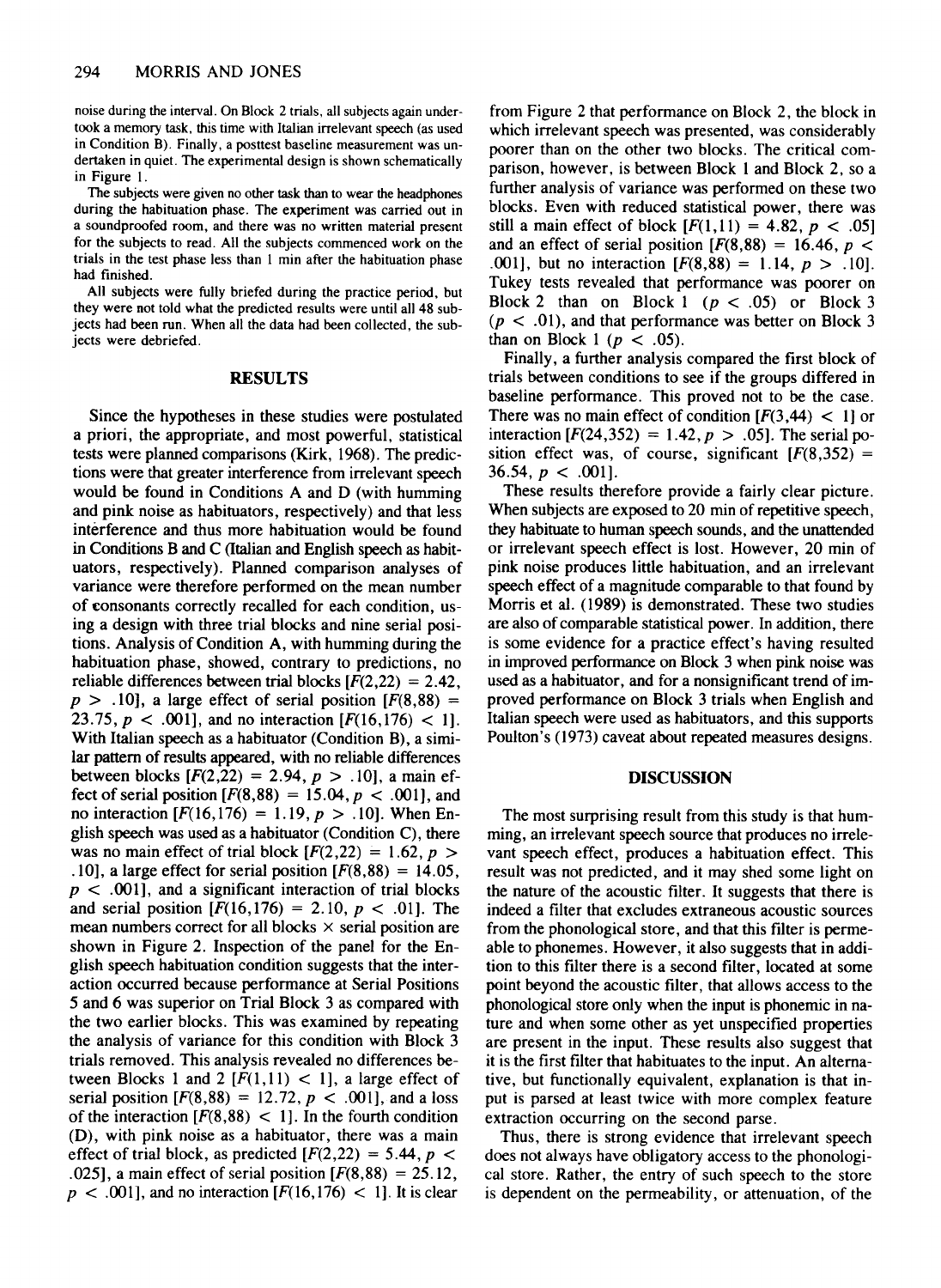noise during the interval. On Block 2 trials, all subjects again undertook a memory task, this time with Italian irrelevant speech (as used in Condition B). Finally, a posttest baseline measurement was undertaken in quiet. The experimental design is shown schematically in Figure 1.

The subjects were given no other task than to wear the headphones during the habituation phase. The experiment was carried out in a soundproofed room, and there was no written material present for the subjects to read. All the subjects commenced work on the trials in the test phase less than 1 min after the habituation phase had finished.

All subjects were fully briefed during the practice period, but they were not told what the predicted results were until all 48 subjects had been run. When all the data had been collected, the subjects were debriefed.

## RESULTS

Since the hypotheses in these studies were postulated a priori, the appropriate, and most powerful, statistical tests were planned comparisons (Kirk, 1968). The predictions were that greater interference from irrelevant speech would be found in Conditions A and D (with humming and pink noise as habituators, respectively) and that less interference and thus more habituation would be found in Conditions B and C (Italian and English speech as habituators, respectively). Planned comparison analyses of variance were therefore performed on the mean number of consonants correctly recalled for each condition, using a design with three trial blocks and nine serial positions. Analysis of Condition A, with humming during the habituation phase, showed, contrary to predictions, no reliable differences between trial blocks [$F(2,22) = 2.42$, $p > .10$], a large effect of serial position [$F(8,88) = 23.75$, $p < .001$], and no interaction [$F(16,176) < 1$]. With Italian speech as a habituator (Condition B), a similar pattern of results appeared, with no reliable differences between blocks [$F(2,22) = 2.94$, $p > .10$], a main effect of serial position [$F(8,88) = 15.04$, $p < .001$], and no interaction [$F(16,176) = 1.19$, $p > .10$]. When English speech was used as a habituator (Condition C), there was no main effect of trial block [$F(2,22) = 1.62$, $p > .10$], a large effect for serial position [$F(8,88) = 14.05$, $p < .001$], and a significant interaction of trial blocks and serial position [$F(16,176) = 2.10$, $p < .01$]. The mean numbers correct for all blocks × serial position are shown in Figure 2. Inspection of the panel for the English speech habituation condition suggests that the interaction occurred because performance at Serial Positions 5 and 6 was superior on Trial Block 3 as compared with the two earlier blocks. This was examined by repeating the analysis of variance for this condition with Block 3 trials removed. This analysis revealed no differences between Blocks 1 and 2 [$F(1,11) < 1$], a large effect of serial position [$F(8,88) = 12.72$, $p < .001$], and a loss of the interaction [$F(8,88) < 1$]. In the fourth condition (D), with pink noise as a habituator, there was a main effect of trial block, as predicted [$F(2,22) = 5.44$, $p < .025$], a main effect of serial position [$F(8,88) = 25.12$, $p < .001$], and no interaction [$F(16,176) < 1$]. It is clear from Figure 2 that performance on Block 2, the block in which irrelevant speech was presented, was considerably poorer than on the other two blocks. The critical comparison, however, is between Block 1 and Block 2, so a further analysis of variance was performed on these two blocks. Even with reduced statistical power, there was still a main effect of block [$F(1,11) = 4.82$, $p < .05$] and an effect of serial position [$F(8,88) = 16.46$, $p < .001$], but no interaction [$F(8,88) = 1.14$, $p > .10$]. Tukey tests revealed that performance was poorer on Block 2 than on Block 1 ($p < .05$) or Block 3 ($p < .01$), and that performance was better on Block 3 than on Block 1 ($p < .05$).

Finally, a further analysis compared the first block of trials between conditions to see if the groups differed in baseline performance. This proved not to be the case. There was no main effect of condition [$F(3,44) < 1$] or interaction [$F(24,352) = 1.42$, $p > .05$]. The serial position effect was, of course, significant [$F(8,352) = 36.54$, $p < .001$].

These results therefore provide a fairly clear picture. When subjects are exposed to 20 min of repetitive speech, they habituate to human speech sounds, and the unattended or irrelevant speech effect is lost. However, 20 min of pink noise produces little habituation, and an irrelevant speech effect of a magnitude comparable to that found by Morris et al. (1989) is demonstrated. These two studies are also of comparable statistical power. In addition, there is some evidence for a practice effect's having resulted in improved performance on Block 3 when pink noise was used as a habituator, and for a nonsignificant trend of improved performance on Block 3 trials when English and Italian speech were used as habituators, and this supports Poulton's (1973) caveat about repeated measures designs.

## DISCUSSION

The most surprising result from this study is that humming, an irrelevant speech source that produces no irrelevant speech effect, produces a habituation effect. This result was not predicted, and it may shed some light on the nature of the acoustic filter. It suggests that there is indeed a filter that excludes extraneous acoustic sources from the phonological store, and that this filter is permeable to phonemes. However, it also suggests that in addition to this filter there is a second filter, located at some point beyond the acoustic filter, that allows access to the phonological store only when the input is phonemic in nature and when some other as yet unspecified properties are present in the input. These results also suggest that it is the first filter that habituates to the input. An alternative, but functionally equivalent, explanation is that input is parsed at least twice with more complex feature extraction occurring on the second parse.

Thus, there is strong evidence that irrelevant speech does not always have obligatory access to the phonological store. Rather, the entry of such speech to the store is dependent on the permeability, or attenuation, of the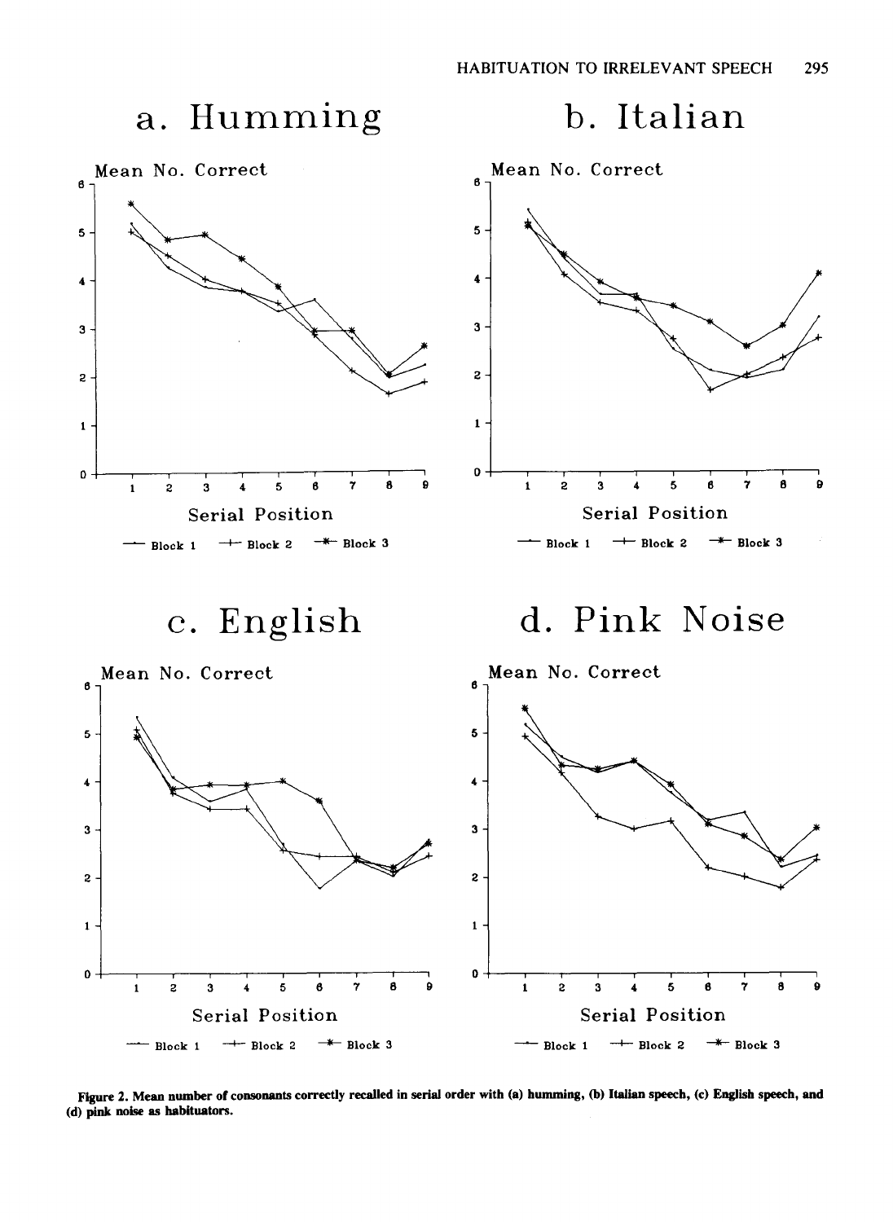a. Humming

Mean No. Correct

0 1 2 3 4 5 6

1 2 3 4 5 6 7 8 9

Serial Position

Block 1 Block 2 Block 3

b. Italian

Mean No. Correct

0 1 2 3 4 5 6

1 2 3 4 5 6 7 8 9

Serial Position

Block 1 Block 2 Block 3

c. English

Mean No. Correct

0 1 2 3 4 5 6

1 2 3 4 5 6 7 8 9

Serial Position

Block 1 Block 2 Block 3

d. Pink Noise

Mean No. Correct

0 1 2 3 4 5 6

1 2 3 4 5 6 7 8 9

Serial Position

Block 1 Block 2 Block 3

**Figure 2. Mean number of consonants correctly recalled in serial order with (a) humming, (b) Italian speech, (c) English speech, and (d) pink noise as habituators.**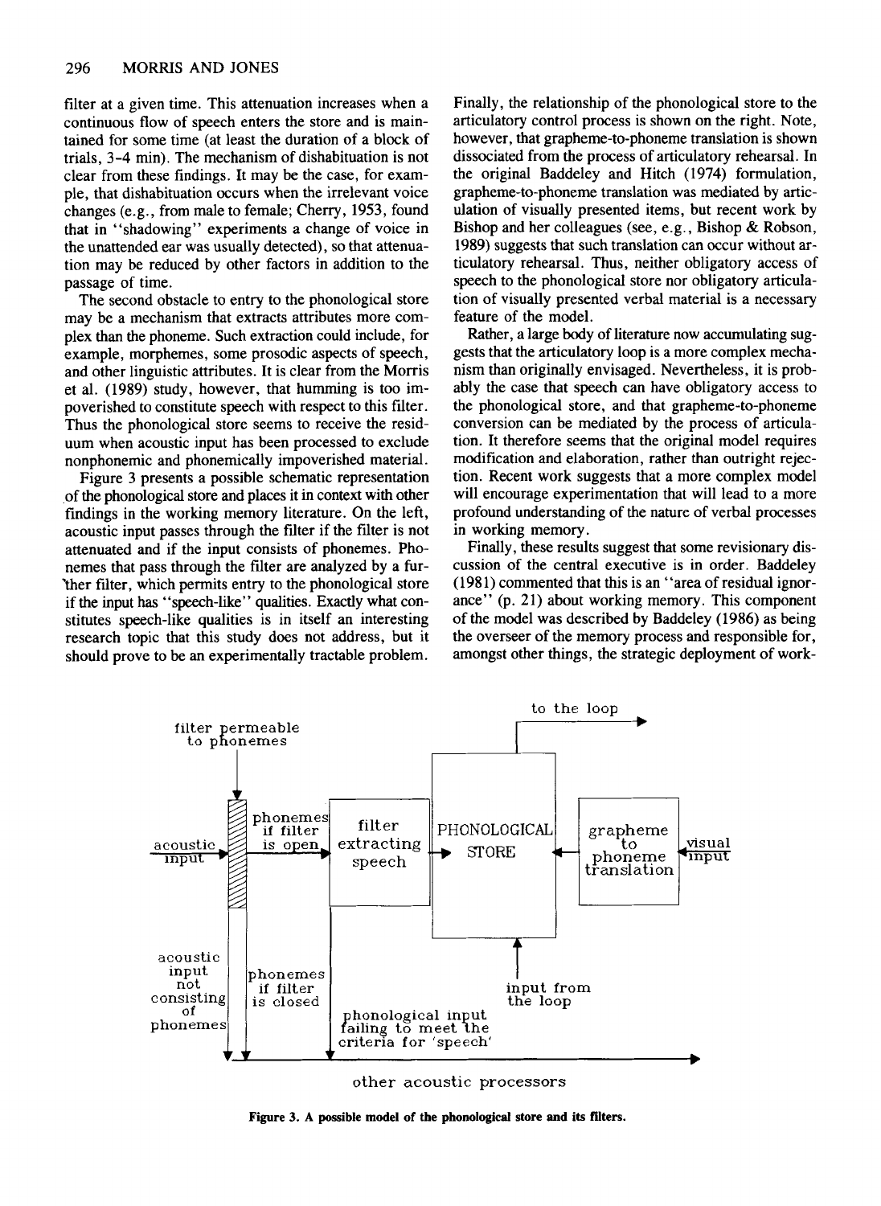filter at a given time. This attenuation increases when a continuous flow of speech enters the store and is maintained for some time (at least the duration of a block of trials, 3–4 min). The mechanism of dishabituation is not clear from these findings. It may be the case, for example, that dishabituation occurs when the irrelevant voice changes (e.g., from male to female; Cherry, 1953, found that in "shadowing" experiments a change of voice in the unattended ear was usually detected), so that attenuation may be reduced by other factors in addition to the passage of time.

The second obstacle to entry to the phonological store may be a mechanism that extracts attributes more complex than the phoneme. Such extraction could include, for example, morphemes, some prosodic aspects of speech, and other linguistic attributes. It is clear from the Morris et al. (1989) study, however, that humming is too impoverished to constitute speech with respect to this filter. Thus the phonological store seems to receive the residuum when acoustic input has been processed to exclude nonphonemic and phonemically impoverished material.

Figure 3 presents a possible schematic representation of the phonological store and places it in context with other findings in the working memory literature. On the left, acoustic input passes through the filter if the filter is not attenuated and if the input consists of phonemes. Phonemes that pass through the filter are analyzed by a further filter, which permits entry to the phonological store if the input has "speech-like" qualities. Exactly what constitutes speech-like qualities is in itself an interesting research topic that this study does not address, but it should prove to be an experimentally tractable problem. Finally, the relationship of the phonological store to the articulatory control process is shown on the right. Note, however, that grapheme-to-phoneme translation is shown dissociated from the process of articulatory rehearsal. In the original Baddeley and Hitch (1974) formulation, grapheme-to-phoneme translation was mediated by articulation of visually presented items, but recent work by Bishop and her colleagues (see, e.g., Bishop & Robson, 1989) suggests that such translation can occur without articulatory rehearsal. Thus, neither obligatory access of speech to the phonological store nor obligatory articulation of visually presented verbal material is a necessary feature of the model.

Rather, a large body of literature now accumulating suggests that the articulatory loop is a more complex mechanism than originally envisaged. Nevertheless, it is probably the case that speech can have obligatory access to the phonological store, and that grapheme-to-phoneme conversion can be mediated by the process of articulation. It therefore seems that the original model requires modification and elaboration, rather than outright rejection. Recent work suggests that a more complex model will encourage experimentation that will lead to a more profound understanding of the nature of verbal processes in working memory.

Finally, these results suggest that some revisionary discussion of the central executive is in order. Baddeley (1981) commented that this is an "area of residual ignorance" (p. 21) about working memory. This component of the model was described by Baddeley (1986) as being the overseer of the memory process and responsible for, amongst other things, the strategic deployment of work-

filter permeable to phonemes

acoustic input

phonemes if filter is open

filter extracting speech

PHONOLOGICAL STORE

to the loop

grapheme to phoneme translation

visual input

acoustic input not consisting of phonemes

phonemes if filter is closed

phonological input failing to meet the criteria for 'speech'

input from the loop

other acoustic processors

**Figure 3. A possible model of the phonological store and its filters.**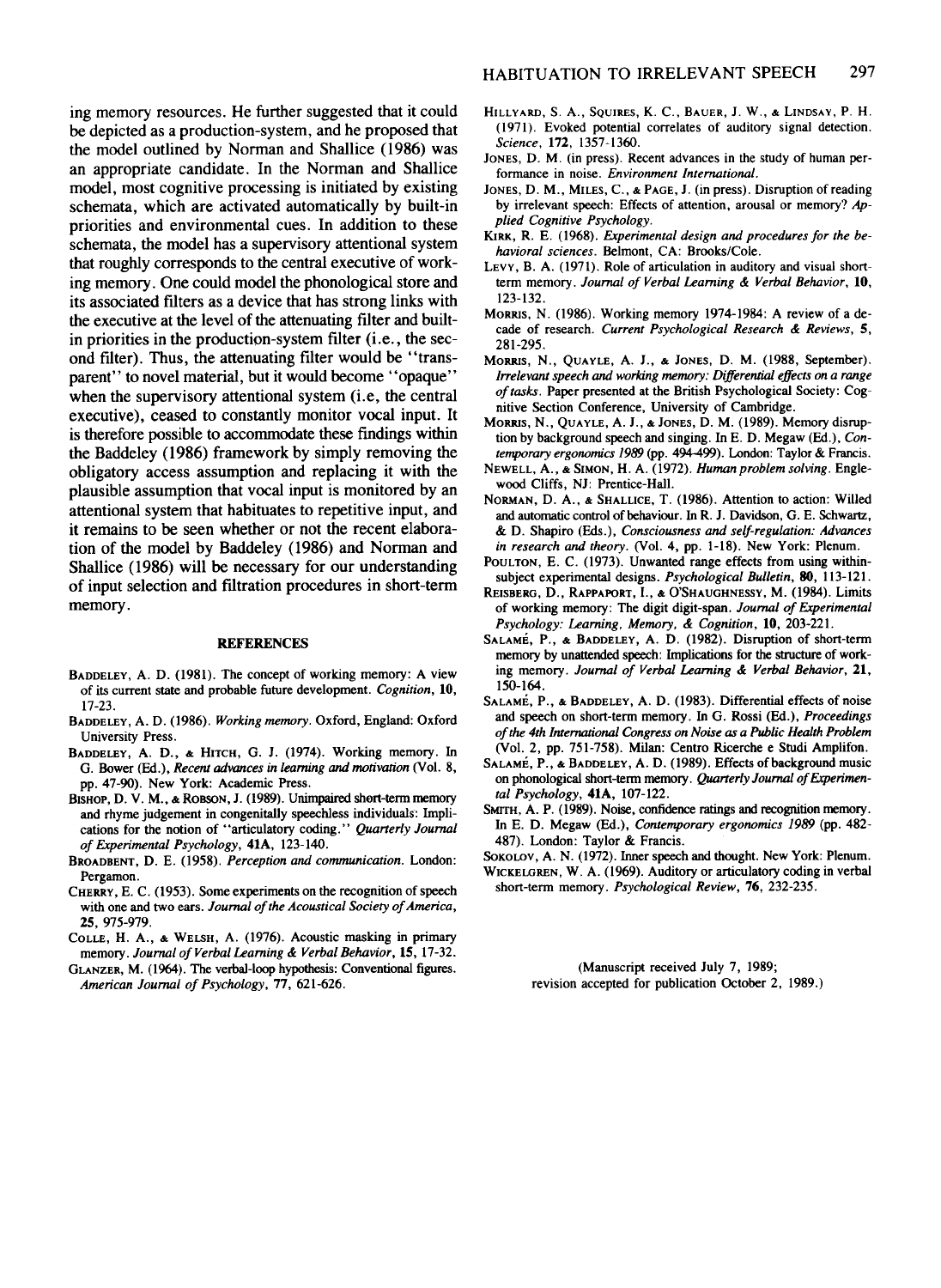ing memory resources. He further suggested that it could be depicted as a production-system, and he proposed that the model outlined by Norman and Shallice (1986) was an appropriate candidate. In the Norman and Shallice model, most cognitive processing is initiated by existing schemata, which are activated automatically by built-in priorities and environmental cues. In addition to these schemata, the model has a supervisory attentional system that roughly corresponds to the central executive of working memory. One could model the phonological store and its associated filters as a device that has strong links with the executive at the level of the attenuating filter and built-in priorities in the production-system filter (i.e., the second filter). Thus, the attenuating filter would be "transparent" to novel material, but it would become "opaque" when the supervisory attentional system (i.e, the central executive), ceased to constantly monitor vocal input. It is therefore possible to accommodate these findings within the Baddeley (1986) framework by simply removing the obligatory access assumption and replacing it with the plausible assumption that vocal input is monitored by an attentional system that habituates to repetitive input, and it remains to be seen whether or not the recent elaboration of the model by Baddeley (1986) and Norman and Shallice (1986) will be necessary for our understanding of input selection and filtration procedures in short-term memory.

## REFERENCES

Baddeley, A. D. (1981). The concept of working memory: A view of its current state and probable future development. *Cognition*, **10**, 17-23.

Baddeley, A. D. (1986). *Working memory*. Oxford, England: Oxford University Press.

Baddeley, A. D., & Hitch, G. J. (1974). Working memory. In G. Bower (Ed.), *Recent advances in learning and motivation* (Vol. 8, pp. 47-90). New York: Academic Press.

Bishop, D. V. M., & Robson, J. (1989). Unimpaired short-term memory and rhyme judgement in congenitally speechless individuals: Implications for the notion of "articulatory coding." *Quarterly Journal of Experimental Psychology*, **41A**, 123-140.

Broadbent, D. E. (1958). *Perception and communication*. London: Pergamon.

Cherry, E. C. (1953). Some experiments on the recognition of speech with one and two ears. *Journal of the Acoustical Society of America*, **25**, 975-979.

Colle, H. A., & Welsh, A. (1976). Acoustic masking in primary memory. *Journal of Verbal Learning & Verbal Behavior*, **15**, 17-32.

Glanzer, M. (1964). The verbal-loop hypothesis: Conventional figures. *American Journal of Psychology*, **77**, 621-626.

Hillyard, S. A., Squires, K. C., Bauer, J. W., & Lindsay, P. H. (1971). Evoked potential correlates of auditory signal detection. *Science*, **172**, 1357-1360.

Jones, D. M. (in press). Recent advances in the study of human performance in noise. *Environment International*.

Jones, D. M., Miles, C., & Page, J. (in press). Disruption of reading by irrelevant speech: Effects of attention, arousal or memory? *Applied Cognitive Psychology*.

Kirk, R. E. (1968). *Experimental design and procedures for the behavioral sciences*. Belmont, CA: Brooks/Cole.

Levy, B. A. (1971). Role of articulation in auditory and visual short-term memory. *Journal of Verbal Learning & Verbal Behavior*, **10**, 123-132.

Morris, N. (1986). Working memory 1974-1984: A review of a decade of research. *Current Psychological Research & Reviews*, **5**, 281-295.

Morris, N., Quayle, A. J., & Jones, D. M. (1988, September). *Irrelevant speech and working memory: Differential effects on a range of tasks*. Paper presented at the British Psychological Society: Cognitive Section Conference, University of Cambridge.

Morris, N., Quayle, A. J., & Jones, D. M. (1989). Memory disruption by background speech and singing. In E. D. Megaw (Ed.), *Contemporary ergonomics 1989* (pp. 494-499). London: Taylor & Francis.

Newell, A., & Simon, H. A. (1972). *Human problem solving*. Englewood Cliffs, NJ: Prentice-Hall.

Norman, D. A., & Shallice, T. (1986). Attention to action: Willed and automatic control of behaviour. In R. J. Davidson, G. E. Schwartz, & D. Shapiro (Eds.), *Consciousness and self-regulation: Advances in research and theory*. (Vol. 4, pp. 1-18). New York: Plenum.

Poulton, E. C. (1973). Unwanted range effects from using within-subject experimental designs. *Psychological Bulletin*, **80**, 113-121.

Reisberg, D., Rappaport, I., & O'Shaughnessy, M. (1984). Limits of working memory: The digit digit-span. *Journal of Experimental Psychology: Learning, Memory, & Cognition*, **10**, 203-221.

Salamé, P., & Baddeley, A. D. (1982). Disruption of short-term memory by unattended speech: Implications for the structure of working memory. *Journal of Verbal Learning & Verbal Behavior*, **21**, 150-164.

Salamé, P., & Baddeley, A. D. (1983). Differential effects of noise and speech on short-term memory. In G. Rossi (Ed.), *Proceedings of the 4th International Congress on Noise as a Public Health Problem* (Vol. 2, pp. 751-758). Milan: Centro Ricerche e Studi Amplifon.

Salamé, P., & Baddeley, A. D. (1989). Effects of background music on phonological short-term memory. *Quarterly Journal of Experimental Psychology*, **41A**, 107-122.

Smith, A. P. (1989). Noise, confidence ratings and recognition memory. In E. D. Megaw (Ed.), *Contemporary ergonomics 1989* (pp. 482-487). London: Taylor & Francis.

Sokolov, A. N. (1972). Inner speech and thought. New York: Plenum.

Wickelgren, W. A. (1969). Auditory or articulatory coding in verbal short-term memory. *Psychological Review*, **76**, 232-235.

(Manuscript received July 7, 1989;
revision accepted for publication October 2, 1989.)